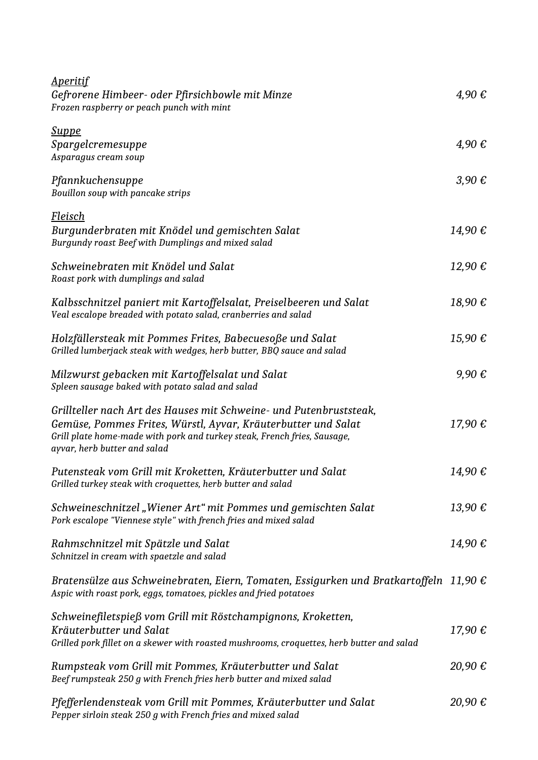## *Aperitif*

*Gefrorene Himbeer- oder Pfirsichbowle mit Minze* — *4,90 €*
*Frozen raspberry or peach punch with mint*

## *Suppe*

*Spargelcremesuppe* — *4,90 €*
*Asparagus cream soup*

*Pfannkuchensuppe* — *3,90 €*
*Bouillon soup with pancake strips*

## *Fleisch*

*Burgunderbraten mit Knödel und gemischten Salat* — *14,90 €*
*Burgundy roast Beef with Dumplings and mixed salad*

*Schweinebraten mit Knödel und Salat* — *12,90 €*
*Roast pork with dumplings and salad*

*Kalbsschnitzel paniert mit Kartoffelsalat, Preiselbeeren und Salat* — *18,90 €*
*Veal escalope breaded with potato salad, cranberries and salad*

*Holzfällersteak mit Pommes Frites, Babecuesoße und Salat* — *15,90 €*
*Grilled lumberjack steak with wedges, herb butter, BBQ sauce and salad*

*Milzwurst gebacken mit Kartoffelsalat und Salat* — *9,90 €*
*Spleen sausage baked with potato salad and salad*

*Grillteller nach Art des Hauses mit Schweine- und Putenbruststeak, Gemüse, Pommes Frites, Würstl, Ayvar, Kräuterbutter und Salat* — *17,90 €*
*Grill plate home-made with pork and turkey steak, French fries, Sausage, ayvar, herb butter and salad*

*Putensteak vom Grill mit Kroketten, Kräuterbutter und Salat* — *14,90 €*
*Grilled turkey steak with croquettes, herb butter and salad*

*Schweineschnitzel „Wiener Art" mit Pommes und gemischten Salat* — *13,90 €*
*Pork escalope "Viennese style" with french fries and mixed salad*

*Rahmschnitzel mit Spätzle und Salat* — *14,90 €*
*Schnitzel in cream with spaetzle and salad*

*Bratensülze aus Schweinebraten, Eiern, Tomaten, Essigurken und Bratkartoffeln* — *11,90 €*
*Aspic with roast pork, eggs, tomatoes, pickles and fried potatoes*

*Schweinefiletspieß vom Grill mit Röstchampignons, Kroketten, Kräuterbutter und Salat* — *17,90 €*
*Grilled pork fillet on a skewer with roasted mushrooms, croquettes, herb butter and salad*

*Rumpsteak vom Grill mit Pommes, Kräuterbutter und Salat* — *20,90 €*
*Beef rumpsteak 250 g with French fries herb butter and mixed salad*

*Pfefferlendensteak vom Grill mit Pommes, Kräuterbutter und Salat* — *20,90 €*
*Pepper sirloin steak 250 g with French fries and mixed salad*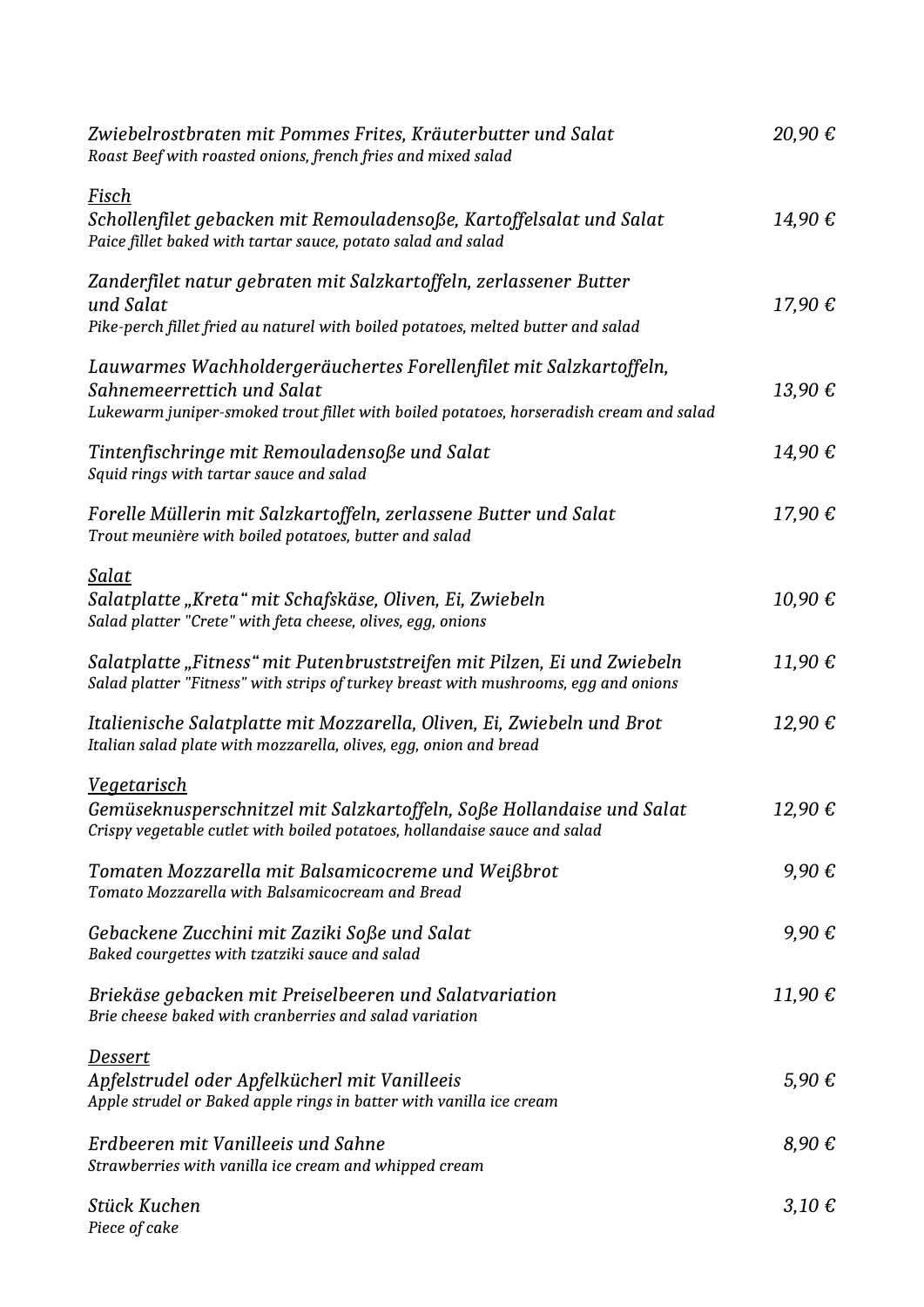*Zwiebelrostbraten mit Pommes Frites, Kräuterbutter und Salat* — *20,90 €*
*Roast Beef with roasted onions, french fries and mixed salad*

## *Fisch*

*Schollenfilet gebacken mit Remouladensoße, Kartoffelsalat und Salat* — *14,90 €*
*Paice fillet baked with tartar sauce, potato salad and salad*

*Zanderfilet natur gebraten mit Salzkartoffeln, zerlassener Butter und Salat* — *17,90 €*
*Pike-perch fillet fried au naturel with boiled potatoes, melted butter and salad*

*Lauwarmes Wachholdergeräuchertes Forellenfilet mit Salzkartoffeln, Sahnemeerrettich und Salat* — *13,90 €*
*Lukewarm juniper-smoked trout fillet with boiled potatoes, horseradish cream and salad*

*Tintenfischringe mit Remouladensoße und Salat* — *14,90 €*
*Squid rings with tartar sauce and salad*

*Forelle Müllerin mit Salzkartoffeln, zerlassene Butter und Salat* — *17,90 €*
*Trout meunière with boiled potatoes, butter and salad*

## *Salat*

*Salatplatte „Kreta" mit Schafskäse, Oliven, Ei, Zwiebeln* — *10,90 €*
*Salad platter "Crete" with feta cheese, olives, egg, onions*

*Salatplatte „Fitness" mit Putenbruststreifen mit Pilzen, Ei und Zwiebeln* — *11,90 €*
*Salad platter "Fitness" with strips of turkey breast with mushrooms, egg and onions*

*Italienische Salatplatte mit Mozzarella, Oliven, Ei, Zwiebeln und Brot* — *12,90 €*
*Italian salad plate with mozzarella, olives, egg, onion and bread*

## *Vegetarisch*

*Gemüseknusperschnitzel mit Salzkartoffeln, Soße Hollandaise und Salat* — *12,90 €*
*Crispy vegetable cutlet with boiled potatoes, hollandaise sauce and salad*

*Tomaten Mozzarella mit Balsamicocreme und Weißbrot* — *9,90 €*
*Tomato Mozzarella with Balsamicocream and Bread*

*Gebackene Zucchini mit Zaziki Soße und Salat* — *9,90 €*
*Baked courgettes with tzatziki sauce and salad*

*Briekäse gebacken mit Preiselbeeren und Salatvariation* — *11,90 €*
*Brie cheese baked with cranberries and salad variation*

## *Dessert*

*Apfelstrudel oder Apfelkücherl mit Vanilleeis* — *5,90 €*
*Apple strudel or Baked apple rings in batter with vanilla ice cream*

*Erdbeeren mit Vanilleeis und Sahne* — *8,90 €*
*Strawberries with vanilla ice cream and whipped cream*

*Stück Kuchen* — *3,10 €*
*Piece of cake*